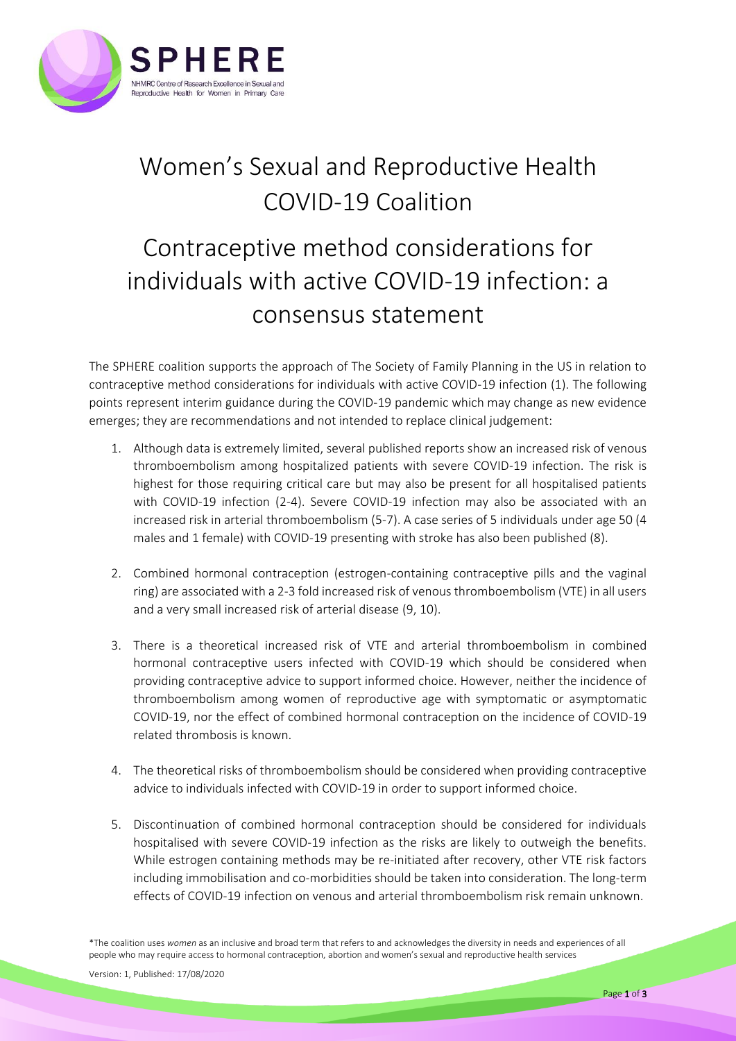# Women's Sexual and Reproductive Health COVID-19 Coalition

## Contraceptive method considerations for individuals with active COVID-19 infection: a consensus statement

The SPHERE coalition supports the approach of The Society of Family Planning in the US in relation to contraceptive method considerations for individuals with active COVID-19 infection (1). The following points represent interim guidance during the COVID-19 pandemic which may change as new evidence emerges; they are recommendations and not intended to replace clinical judgement:

1. Although data is extremely limited, several published reports show an increased risk of venous thromboembolism among hospitalized patients with severe COVID-19 infection. The risk is highest for those requiring critical care but may also be present for all hospitalised patients with COVID-19 infection (2-4). Severe COVID-19 infection may also be associated with an increased risk in arterial thromboembolism (5-7). A case series of 5 individuals under age 50 (4 males and 1 female) with COVID-19 presenting with stroke has also been published (8).

2. Combined hormonal contraception (estrogen-containing contraceptive pills and the vaginal ring) are associated with a 2-3 fold increased risk of venous thromboembolism (VTE) in all users and a very small increased risk of arterial disease (9, 10).

3. There is a theoretical increased risk of VTE and arterial thromboembolism in combined hormonal contraceptive users infected with COVID-19 which should be considered when providing contraceptive advice to support informed choice. However, neither the incidence of thromboembolism among women of reproductive age with symptomatic or asymptomatic COVID-19, nor the effect of combined hormonal contraception on the incidence of COVID-19 related thrombosis is known.

4. The theoretical risks of thromboembolism should be considered when providing contraceptive advice to individuals infected with COVID-19 in order to support informed choice.

5. Discontinuation of combined hormonal contraception should be considered for individuals hospitalised with severe COVID-19 infection as the risks are likely to outweigh the benefits. While estrogen containing methods may be re-initiated after recovery, other VTE risk factors including immobilisation and co-morbidities should be taken into consideration. The long-term effects of COVID-19 infection on venous and arterial thromboembolism risk remain unknown.

*The coalition uses *women* as an inclusive and broad term that refers to and acknowledges the diversity in needs and experiences of all people who may require access to hormonal contraception, abortion and women's sexual and reproductive health services

Version: 1, Published: 17/08/2020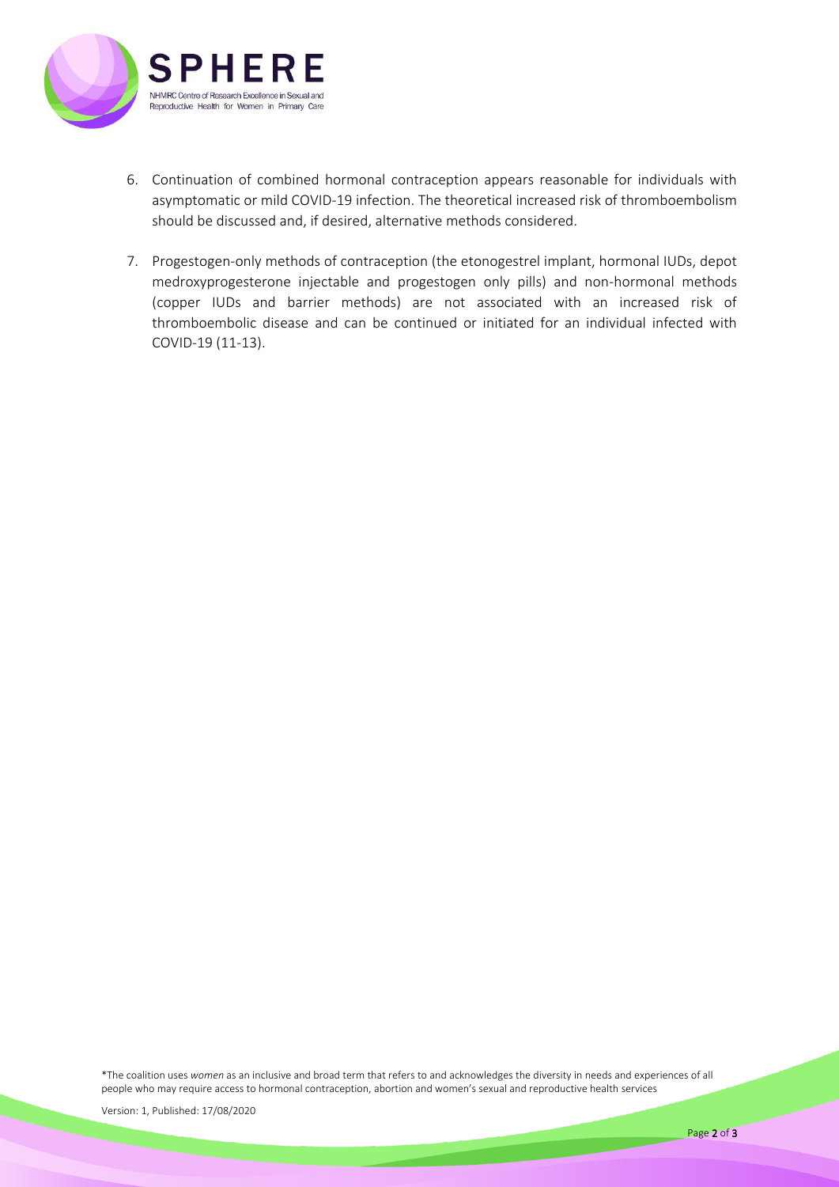6. Continuation of combined hormonal contraception appears reasonable for individuals with asymptomatic or mild COVID-19 infection. The theoretical increased risk of thromboembolism should be discussed and, if desired, alternative methods considered.

7. Progestogen-only methods of contraception (the etonogestrel implant, hormonal IUDs, depot medroxyprogesterone injectable and progestogen only pills) and non-hormonal methods (copper IUDs and barrier methods) are not associated with an increased risk of thromboembolic disease and can be continued or initiated for an individual infected with COVID-19 (11-13).

*The coalition uses *women* as an inclusive and broad term that refers to and acknowledges the diversity in needs and experiences of all people who may require access to hormonal contraception, abortion and women's sexual and reproductive health services

Version: 1, Published: 17/08/2020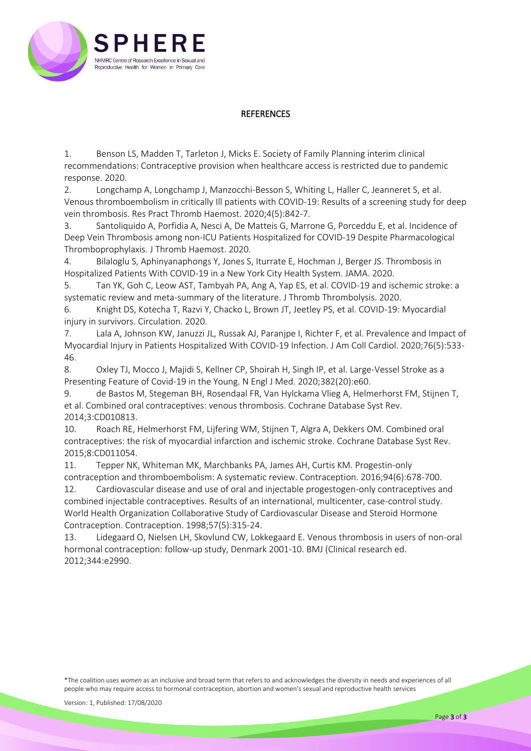## REFERENCES

1. Benson LS, Madden T, Tarleton J, Micks E. Society of Family Planning interim clinical recommendations: Contraceptive provision when healthcare access is restricted due to pandemic response. 2020.
2. Longchamp A, Longchamp J, Manzocchi-Besson S, Whiting L, Haller C, Jeanneret S, et al. Venous thromboembolism in critically Ill patients with COVID-19: Results of a screening study for deep vein thrombosis. Res Pract Thromb Haemost. 2020;4(5):842-7.
3. Santoliquido A, Porfidia A, Nesci A, De Matteis G, Marrone G, Porceddu E, et al. Incidence of Deep Vein Thrombosis among non-ICU Patients Hospitalized for COVID-19 Despite Pharmacological Thromboprophylaxis. J Thromb Haemost. 2020.
4. Bilaloglu S, Aphinyanaphongs Y, Jones S, Iturrate E, Hochman J, Berger JS. Thrombosis in Hospitalized Patients With COVID-19 in a New York City Health System. JAMA. 2020.
5. Tan YK, Goh C, Leow AST, Tambyah PA, Ang A, Yap ES, et al. COVID-19 and ischemic stroke: a systematic review and meta-summary of the literature. J Thromb Thrombolysis. 2020.
6. Knight DS, Kotecha T, Razvi Y, Chacko L, Brown JT, Jeetley PS, et al. COVID-19: Myocardial injury in survivors. Circulation. 2020.
7. Lala A, Johnson KW, Januzzi JL, Russak AJ, Paranjpe I, Richter F, et al. Prevalence and Impact of Myocardial Injury in Patients Hospitalized With COVID-19 Infection. J Am Coll Cardiol. 2020;76(5):533-46.
8. Oxley TJ, Mocco J, Majidi S, Kellner CP, Shoirah H, Singh IP, et al. Large-Vessel Stroke as a Presenting Feature of Covid-19 in the Young. N Engl J Med. 2020;382(20):e60.
9. de Bastos M, Stegeman BH, Rosendaal FR, Van Hylckama Vlieg A, Helmerhorst FM, Stijnen T, et al. Combined oral contraceptives: venous thrombosis. Cochrane Database Syst Rev. 2014;3:CD010813.
10. Roach RE, Helmerhorst FM, Lijfering WM, Stijnen T, Algra A, Dekkers OM. Combined oral contraceptives: the risk of myocardial infarction and ischemic stroke. Cochrane Database Syst Rev. 2015;8:CD011054.
11. Tepper NK, Whiteman MK, Marchbanks PA, James AH, Curtis KM. Progestin-only contraception and thromboembolism: A systematic review. Contraception. 2016;94(6):678-700.
12. Cardiovascular disease and use of oral and injectable progestogen-only contraceptives and combined injectable contraceptives. Results of an international, multicenter, case-control study. World Health Organization Collaborative Study of Cardiovascular Disease and Steroid Hormone Contraception. Contraception. 1998;57(5):315-24.
13. Lidegaard O, Nielsen LH, Skovlund CW, Lokkegaard E. Venous thrombosis in users of non-oral hormonal contraception: follow-up study, Denmark 2001-10. BMJ (Clinical research ed. 2012;344:e2990.

*The coalition uses *women* as an inclusive and broad term that refers to and acknowledges the diversity in needs and experiences of all people who may require access to hormonal contraception, abortion and women's sexual and reproductive health services

Version: 1, Published: 17/08/2020